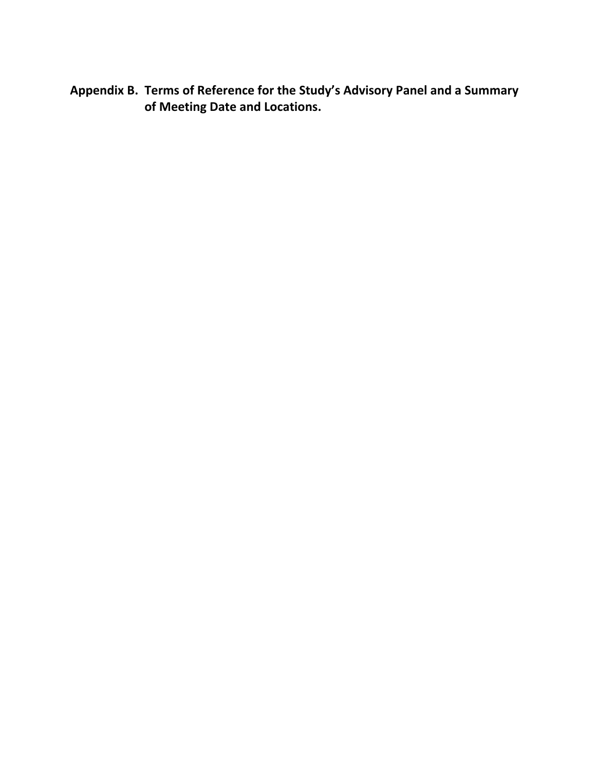# Appendix B. Terms of Reference for the Study's Advisory Panel and a Summary of Meeting Date and Locations.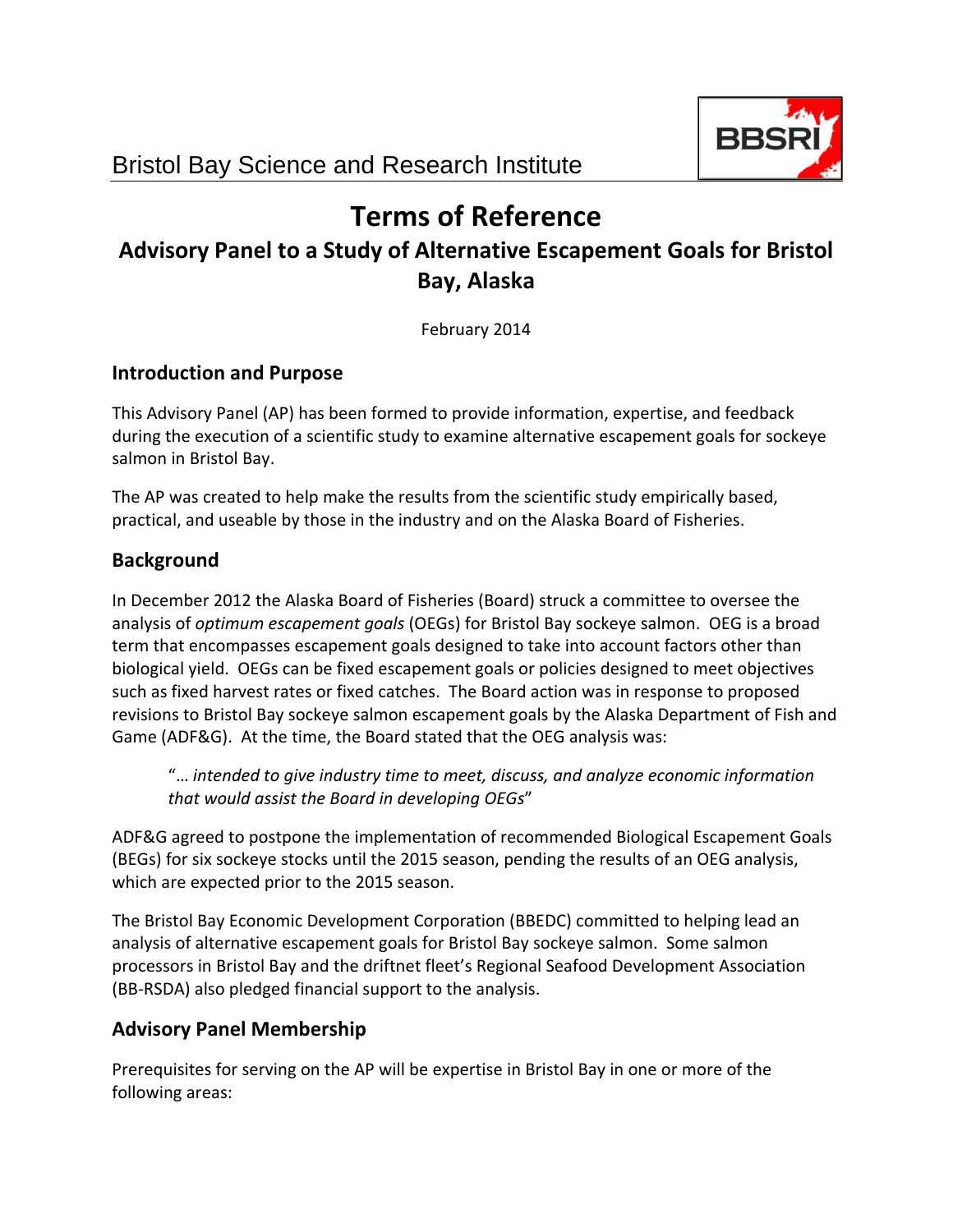Bristol Bay Science and Research Institute

# Terms of Reference

## Advisory Panel to a Study of Alternative Escapement Goals for Bristol Bay, Alaska

February 2014

### Introduction and Purpose

This Advisory Panel (AP) has been formed to provide information, expertise, and feedback during the execution of a scientific study to examine alternative escapement goals for sockeye salmon in Bristol Bay.

The AP was created to help make the results from the scientific study empirically based, practical, and useable by those in the industry and on the Alaska Board of Fisheries.

### Background

In December 2012 the Alaska Board of Fisheries (Board) struck a committee to oversee the analysis of *optimum escapement goals* (OEGs) for Bristol Bay sockeye salmon. OEG is a broad term that encompasses escapement goals designed to take into account factors other than biological yield. OEGs can be fixed escapement goals or policies designed to meet objectives such as fixed harvest rates or fixed catches. The Board action was in response to proposed revisions to Bristol Bay sockeye salmon escapement goals by the Alaska Department of Fish and Game (ADF&G). At the time, the Board stated that the OEG analysis was:

> "*… intended to give industry time to meet, discuss, and analyze economic information that would assist the Board in developing OEGs*"

ADF&G agreed to postpone the implementation of recommended Biological Escapement Goals (BEGs) for six sockeye stocks until the 2015 season, pending the results of an OEG analysis, which are expected prior to the 2015 season.

The Bristol Bay Economic Development Corporation (BBEDC) committed to helping lead an analysis of alternative escapement goals for Bristol Bay sockeye salmon. Some salmon processors in Bristol Bay and the driftnet fleet's Regional Seafood Development Association (BB-RSDA) also pledged financial support to the analysis.

### Advisory Panel Membership

Prerequisites for serving on the AP will be expertise in Bristol Bay in one or more of the following areas: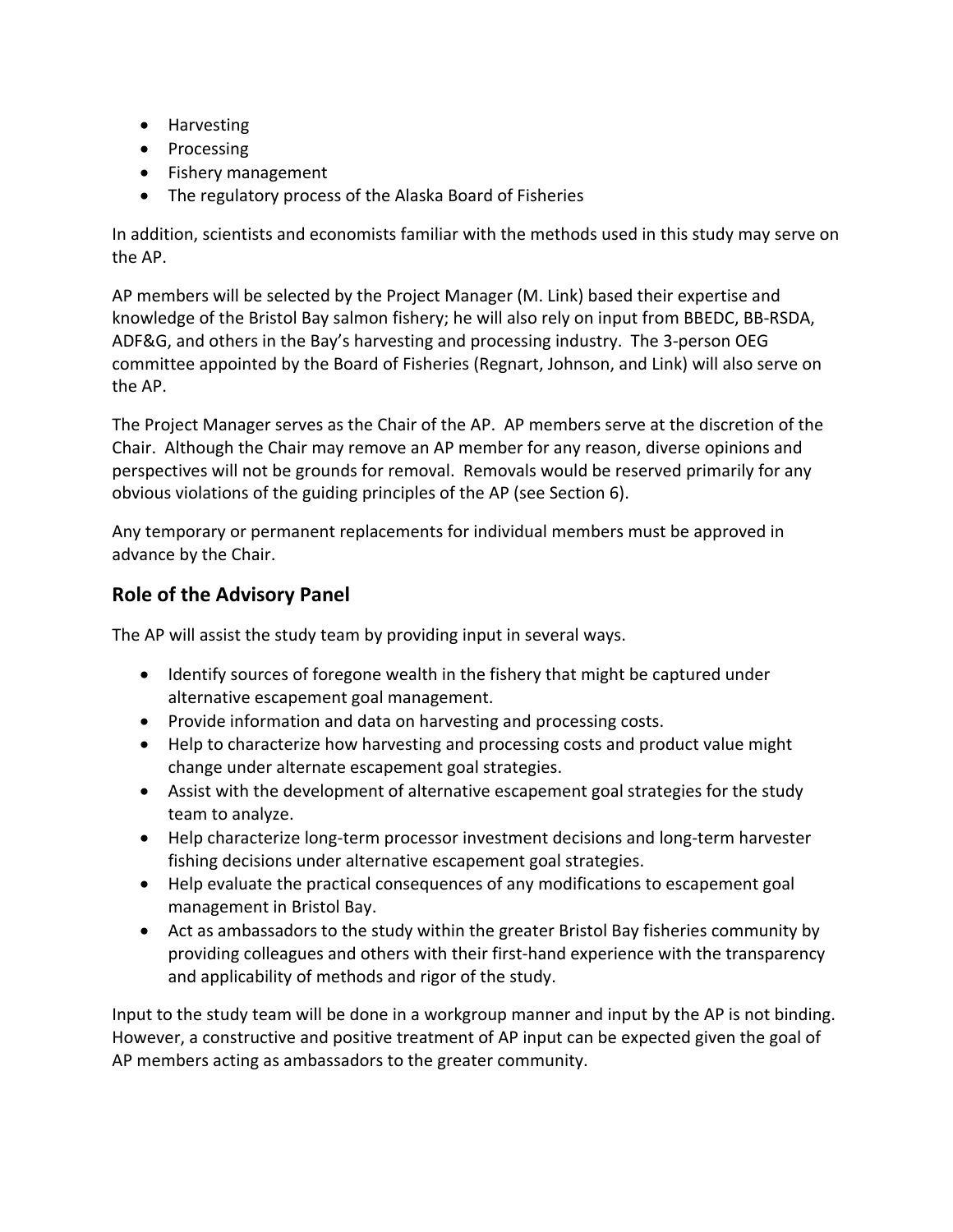- Harvesting
- Processing
- Fishery management
- The regulatory process of the Alaska Board of Fisheries

In addition, scientists and economists familiar with the methods used in this study may serve on the AP.

AP members will be selected by the Project Manager (M. Link) based their expertise and knowledge of the Bristol Bay salmon fishery; he will also rely on input from BBEDC, BB-RSDA, ADF&G, and others in the Bay's harvesting and processing industry. The 3-person OEG committee appointed by the Board of Fisheries (Regnart, Johnson, and Link) will also serve on the AP.

The Project Manager serves as the Chair of the AP. AP members serve at the discretion of the Chair. Although the Chair may remove an AP member for any reason, diverse opinions and perspectives will not be grounds for removal. Removals would be reserved primarily for any obvious violations of the guiding principles of the AP (see Section 6).

Any temporary or permanent replacements for individual members must be approved in advance by the Chair.

## Role of the Advisory Panel

The AP will assist the study team by providing input in several ways.

- Identify sources of foregone wealth in the fishery that might be captured under alternative escapement goal management.
- Provide information and data on harvesting and processing costs.
- Help to characterize how harvesting and processing costs and product value might change under alternate escapement goal strategies.
- Assist with the development of alternative escapement goal strategies for the study team to analyze.
- Help characterize long-term processor investment decisions and long-term harvester fishing decisions under alternative escapement goal strategies.
- Help evaluate the practical consequences of any modifications to escapement goal management in Bristol Bay.
- Act as ambassadors to the study within the greater Bristol Bay fisheries community by providing colleagues and others with their first-hand experience with the transparency and applicability of methods and rigor of the study.

Input to the study team will be done in a workgroup manner and input by the AP is not binding. However, a constructive and positive treatment of AP input can be expected given the goal of AP members acting as ambassadors to the greater community.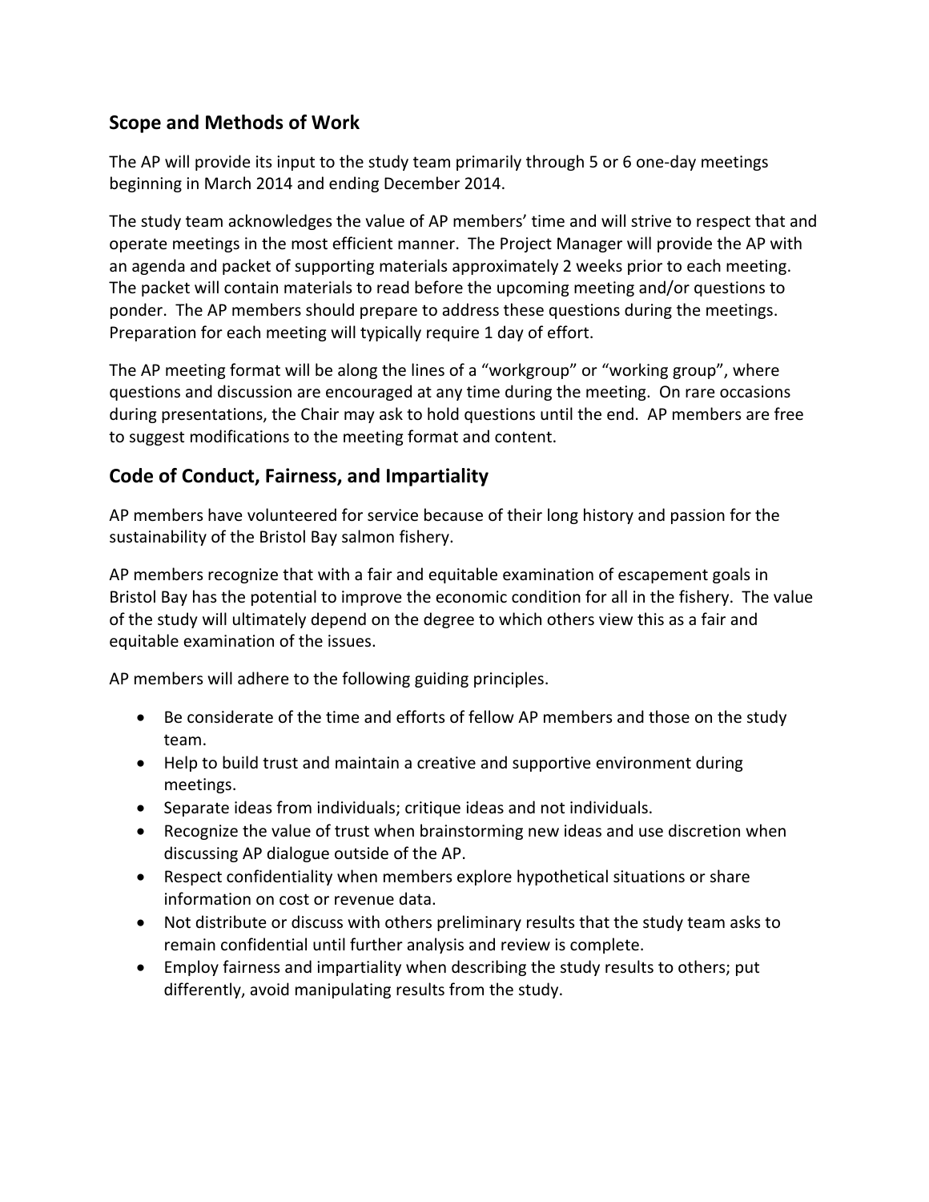## Scope and Methods of Work

The AP will provide its input to the study team primarily through 5 or 6 one-day meetings beginning in March 2014 and ending December 2014.

The study team acknowledges the value of AP members' time and will strive to respect that and operate meetings in the most efficient manner. The Project Manager will provide the AP with an agenda and packet of supporting materials approximately 2 weeks prior to each meeting. The packet will contain materials to read before the upcoming meeting and/or questions to ponder. The AP members should prepare to address these questions during the meetings. Preparation for each meeting will typically require 1 day of effort.

The AP meeting format will be along the lines of a "workgroup" or "working group", where questions and discussion are encouraged at any time during the meeting. On rare occasions during presentations, the Chair may ask to hold questions until the end. AP members are free to suggest modifications to the meeting format and content.

## Code of Conduct, Fairness, and Impartiality

AP members have volunteered for service because of their long history and passion for the sustainability of the Bristol Bay salmon fishery.

AP members recognize that with a fair and equitable examination of escapement goals in Bristol Bay has the potential to improve the economic condition for all in the fishery. The value of the study will ultimately depend on the degree to which others view this as a fair and equitable examination of the issues.

AP members will adhere to the following guiding principles.

- Be considerate of the time and efforts of fellow AP members and those on the study team.
- Help to build trust and maintain a creative and supportive environment during meetings.
- Separate ideas from individuals; critique ideas and not individuals.
- Recognize the value of trust when brainstorming new ideas and use discretion when discussing AP dialogue outside of the AP.
- Respect confidentiality when members explore hypothetical situations or share information on cost or revenue data.
- Not distribute or discuss with others preliminary results that the study team asks to remain confidential until further analysis and review is complete.
- Employ fairness and impartiality when describing the study results to others; put differently, avoid manipulating results from the study.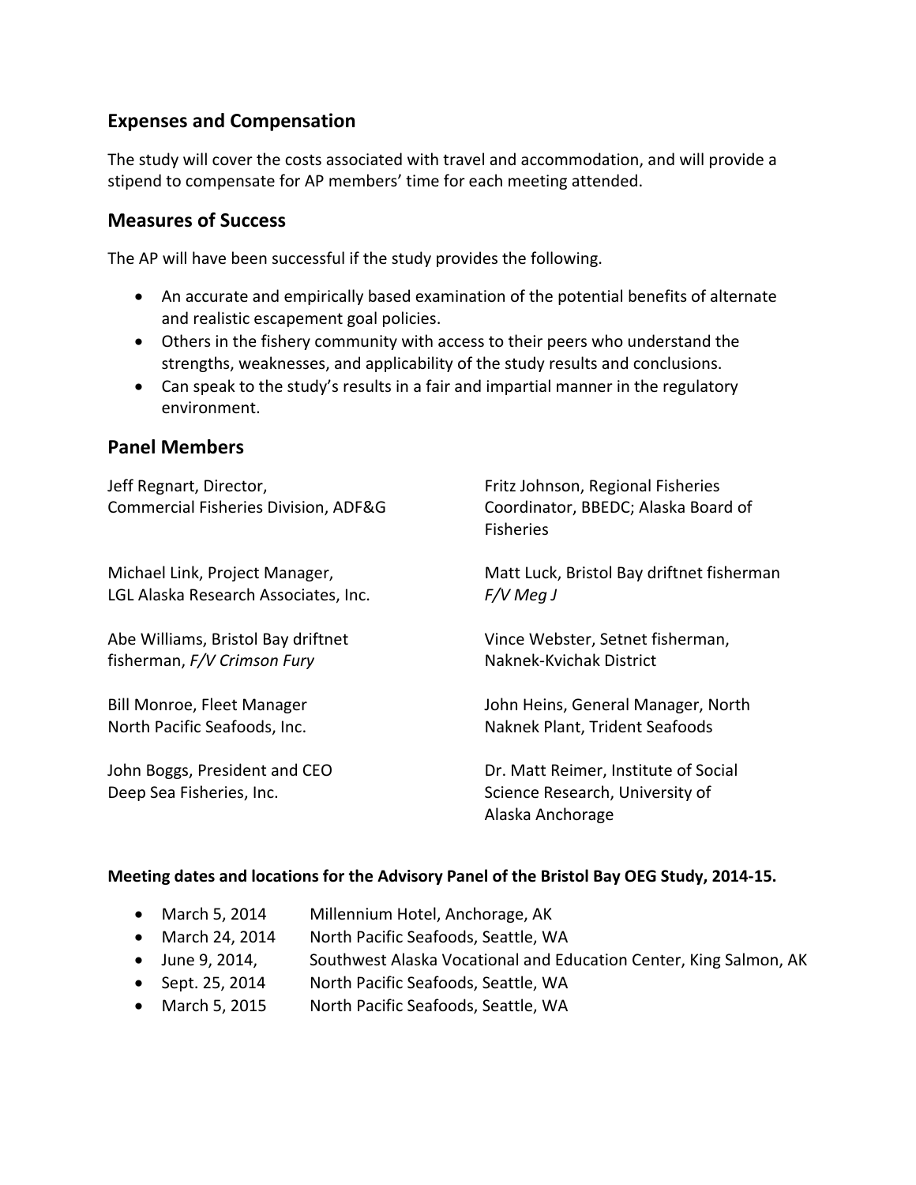## Expenses and Compensation

The study will cover the costs associated with travel and accommodation, and will provide a stipend to compensate for AP members' time for each meeting attended.

## Measures of Success

The AP will have been successful if the study provides the following.

- An accurate and empirically based examination of the potential benefits of alternate and realistic escapement goal policies.
- Others in the fishery community with access to their peers who understand the strengths, weaknesses, and applicability of the study results and conclusions.
- Can speak to the study's results in a fair and impartial manner in the regulatory environment.

## Panel Members

Jeff Regnart, Director,
Commercial Fisheries Division, ADF&G

Fritz Johnson, Regional Fisheries Coordinator, BBEDC; Alaska Board of Fisheries

Michael Link, Project Manager,
LGL Alaska Research Associates, Inc.

Matt Luck, Bristol Bay driftnet fisherman
*F/V Meg J*

Abe Williams, Bristol Bay driftnet fisherman, *F/V Crimson Fury*

Vince Webster, Setnet fisherman,
Naknek-Kvichak District

Bill Monroe, Fleet Manager
North Pacific Seafoods, Inc.

John Heins, General Manager, North Naknek Plant, Trident Seafoods

John Boggs, President and CEO
Deep Sea Fisheries, Inc.

Dr. Matt Reimer, Institute of Social Science Research, University of Alaska Anchorage

**Meeting dates and locations for the Advisory Panel of the Bristol Bay OEG Study, 2014-15.**

- March 5, 2014 Millennium Hotel, Anchorage, AK
- March 24, 2014 North Pacific Seafoods, Seattle, WA
- June 9, 2014, Southwest Alaska Vocational and Education Center, King Salmon, AK
- Sept. 25, 2014 North Pacific Seafoods, Seattle, WA
- March 5, 2015 North Pacific Seafoods, Seattle, WA